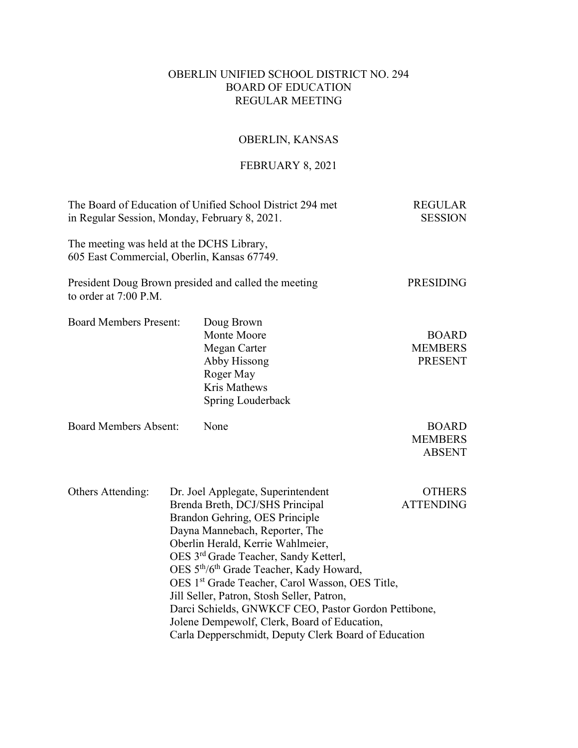# OBERLIN UNIFIED SCHOOL DISTRICT NO. 294
## BOARD OF EDUCATION
## REGULAR MEETING

### OBERLIN, KANSAS

### FEBRUARY 8, 2021

| | |
|---|---|
| The Board of Education of Unified School District 294 met in Regular Session, Monday, February 8, 2021. | REGULAR SESSION |
| The meeting was held at the DCHS Library, 605 East Commercial, Oberlin, Kansas 67749. | |
| President Doug Brown presided and called the meeting to order at 7:00 P.M. | PRESIDING |

Board Members Present: Doug Brown, Monte Moore, Megan Carter, Abby Hissong, Roger May, Kris Mathews, Spring Louderback — **BOARD MEMBERS PRESENT**

Board Members Absent: None — **BOARD MEMBERS ABSENT**

Others Attending: Dr. Joel Applegate, Superintendent
Brenda Breth, DCJ/SHS Principal
Brandon Gehring, OES Principle
Dayna Mannebach, Reporter, The Oberlin Herald, Kerrie Wahlmeier, OES 3rd Grade Teacher, Sandy Ketterl, OES 5th/6th Grade Teacher, Kady Howard, OES 1st Grade Teacher, Carol Wasson, OES Title, Jill Seller, Patron, Stosh Seller, Patron, Darci Schields, GNWKCF CEO, Pastor Gordon Pettibone, Jolene Dempewolf, Clerk, Board of Education, Carla Depperschmidt, Deputy Clerk Board of Education — **OTHERS ATTENDING**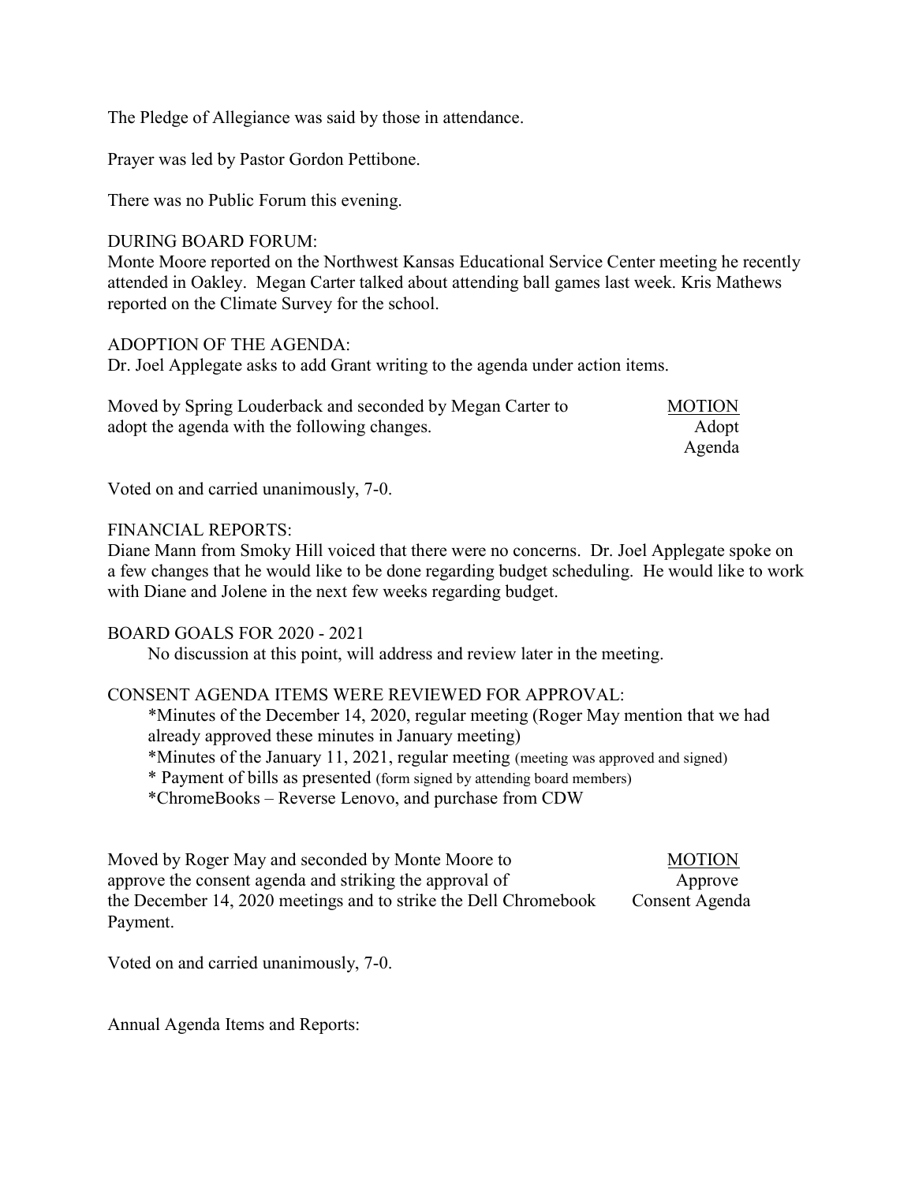The Pledge of Allegiance was said by those in attendance.

Prayer was led by Pastor Gordon Pettibone.

There was no Public Forum this evening.

DURING BOARD FORUM:
Monte Moore reported on the Northwest Kansas Educational Service Center meeting he recently attended in Oakley. Megan Carter talked about attending ball games last week. Kris Mathews reported on the Climate Survey for the school.

ADOPTION OF THE AGENDA:
Dr. Joel Applegate asks to add Grant writing to the agenda under action items.

Moved by Spring Louderback and seconded by Megan Carter to adopt the agenda with the following changes.

MOTION
Adopt
Agenda

Voted on and carried unanimously, 7-0.

FINANCIAL REPORTS:
Diane Mann from Smoky Hill voiced that there were no concerns. Dr. Joel Applegate spoke on a few changes that he would like to be done regarding budget scheduling. He would like to work with Diane and Jolene in the next few weeks regarding budget.

BOARD GOALS FOR 2020 - 2021

No discussion at this point, will address and review later in the meeting.

CONSENT AGENDA ITEMS WERE REVIEWED FOR APPROVAL:

*Minutes of the December 14, 2020, regular meeting (Roger May mention that we had already approved these minutes in January meeting)
*Minutes of the January 11, 2021, regular meeting (meeting was approved and signed)
* Payment of bills as presented (form signed by attending board members)
*ChromeBooks – Reverse Lenovo, and purchase from CDW

Moved by Roger May and seconded by Monte Moore to approve the consent agenda and striking the approval of the December 14, 2020 meetings and to strike the Dell Chromebook Payment.

MOTION
Approve
Consent Agenda

Voted on and carried unanimously, 7-0.

Annual Agenda Items and Reports: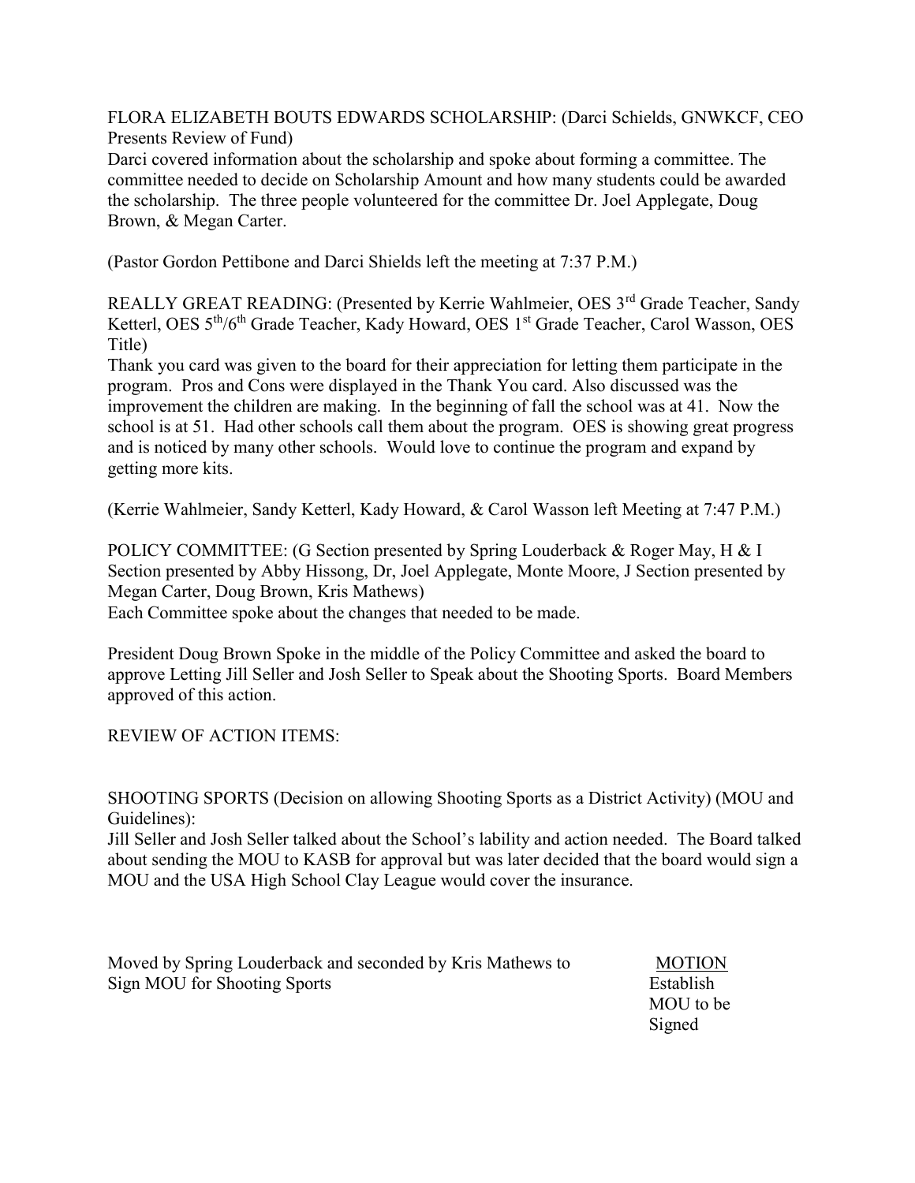FLORA ELIZABETH BOUTS EDWARDS SCHOLARSHIP: (Darci Schields, GNWKCF, CEO Presents Review of Fund)

Darci covered information about the scholarship and spoke about forming a committee. The committee needed to decide on Scholarship Amount and how many students could be awarded the scholarship. The three people volunteered for the committee Dr. Joel Applegate, Doug Brown, & Megan Carter.

(Pastor Gordon Pettibone and Darci Shields left the meeting at 7:37 P.M.)

REALLY GREAT READING: (Presented by Kerrie Wahlmeier, OES 3rd Grade Teacher, Sandy Ketterl, OES 5th/6th Grade Teacher, Kady Howard, OES 1st Grade Teacher, Carol Wasson, OES Title)

Thank you card was given to the board for their appreciation for letting them participate in the program. Pros and Cons were displayed in the Thank You card. Also discussed was the improvement the children are making. In the beginning of fall the school was at 41. Now the school is at 51. Had other schools call them about the program. OES is showing great progress and is noticed by many other schools. Would love to continue the program and expand by getting more kits.

(Kerrie Wahlmeier, Sandy Ketterl, Kady Howard, & Carol Wasson left Meeting at 7:47 P.M.)

POLICY COMMITTEE: (G Section presented by Spring Louderback & Roger May, H & I Section presented by Abby Hissong, Dr, Joel Applegate, Monte Moore, J Section presented by Megan Carter, Doug Brown, Kris Mathews)

Each Committee spoke about the changes that needed to be made.

President Doug Brown Spoke in the middle of the Policy Committee and asked the board to approve Letting Jill Seller and Josh Seller to Speak about the Shooting Sports. Board Members approved of this action.

REVIEW OF ACTION ITEMS:

SHOOTING SPORTS (Decision on allowing Shooting Sports as a District Activity) (MOU and Guidelines):

Jill Seller and Josh Seller talked about the School's lability and action needed. The Board talked about sending the MOU to KASB for approval but was later decided that the board would sign a MOU and the USA High School Clay League would cover the insurance.

Moved by Spring Louderback and seconded by Kris Mathews to Sign MOU for Shooting Sports

MOTION
Establish MOU to be Signed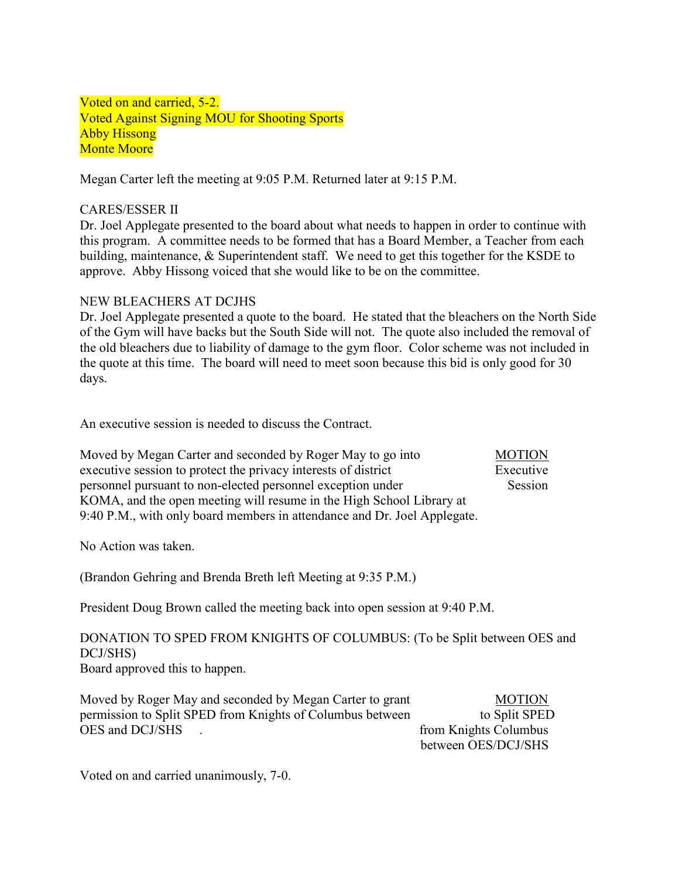Voted on and carried, 5-2.
Voted Against Signing MOU for Shooting Sports
Abby Hissong
Monte Moore

Megan Carter left the meeting at 9:05 P.M. Returned later at 9:15 P.M.

CARES/ESSER II
Dr. Joel Applegate presented to the board about what needs to happen in order to continue with this program. A committee needs to be formed that has a Board Member, a Teacher from each building, maintenance, & Superintendent staff. We need to get this together for the KSDE to approve. Abby Hissong voiced that she would like to be on the committee.

NEW BLEACHERS AT DCJHS
Dr. Joel Applegate presented a quote to the board. He stated that the bleachers on the North Side of the Gym will have backs but the South Side will not. The quote also included the removal of the old bleachers due to liability of damage to the gym floor. Color scheme was not included in the quote at this time. The board will need to meet soon because this bid is only good for 30 days.

An executive session is needed to discuss the Contract.

Moved by Megan Carter and seconded by Roger May to go into executive session to protect the privacy interests of district personnel pursuant to non-elected personnel exception under KOMA, and the open meeting will resume in the High School Library at 9:40 P.M., with only board members in attendance and Dr. Joel Applegate.

MOTION
Executive Session

No Action was taken.

(Brandon Gehring and Brenda Breth left Meeting at 9:35 P.M.)

President Doug Brown called the meeting back into open session at 9:40 P.M.

DONATION TO SPED FROM KNIGHTS OF COLUMBUS: (To be Split between OES and DCJ/SHS)
Board approved this to happen.

Moved by Roger May and seconded by Megan Carter to grant permission to Split SPED from Knights of Columbus between OES and DCJ/SHS .

MOTION
to Split SPED from Knights Columbus between OES/DCJ/SHS

Voted on and carried unanimously, 7-0.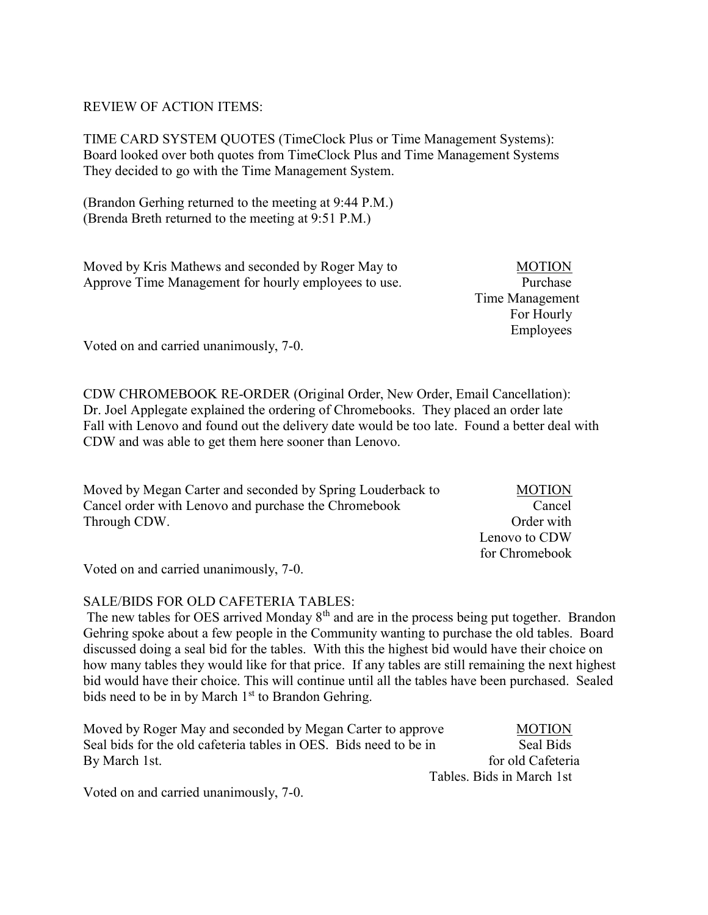REVIEW OF ACTION ITEMS:

TIME CARD SYSTEM QUOTES (TimeClock Plus or Time Management Systems):
Board looked over both quotes from TimeClock Plus and Time Management Systems
They decided to go with the Time Management System.

(Brandon Gerhing returned to the meeting at 9:44 P.M.)
(Brenda Breth returned to the meeting at 9:51 P.M.)

Moved by Kris Mathews and seconded by Roger May to Approve Time Management for hourly employees to use.

MOTION
Purchase Time Management For Hourly Employees

Voted on and carried unanimously, 7-0.

CDW CHROMEBOOK RE-ORDER (Original Order, New Order, Email Cancellation):
Dr. Joel Applegate explained the ordering of Chromebooks. They placed an order late Fall with Lenovo and found out the delivery date would be too late. Found a better deal with CDW and was able to get them here sooner than Lenovo.

Moved by Megan Carter and seconded by Spring Louderback to Cancel order with Lenovo and purchase the Chromebook Through CDW.

MOTION
Cancel Order with Lenovo to CDW for Chromebook

Voted on and carried unanimously, 7-0.

SALE/BIDS FOR OLD CAFETERIA TABLES:
The new tables for OES arrived Monday 8th and are in the process being put together. Brandon Gehring spoke about a few people in the Community wanting to purchase the old tables. Board discussed doing a seal bid for the tables. With this the highest bid would have their choice on how many tables they would like for that price. If any tables are still remaining the next highest bid would have their choice. This will continue until all the tables have been purchased. Sealed bids need to be in by March 1st to Brandon Gehring.

Moved by Roger May and seconded by Megan Carter to approve Seal bids for the old cafeteria tables in OES. Bids need to be in By March 1st.

MOTION
Seal Bids for old Cafeteria Tables. Bids in March 1st

Voted on and carried unanimously, 7-0.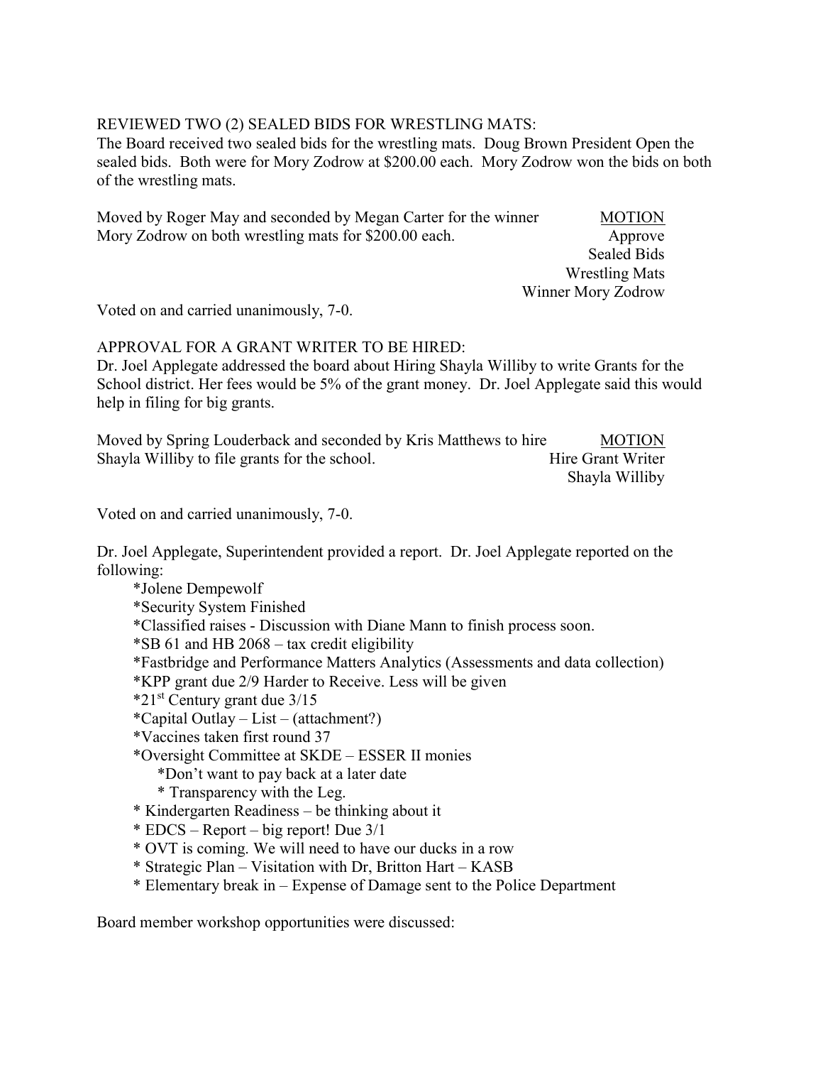REVIEWED TWO (2) SEALED BIDS FOR WRESTLING MATS:
The Board received two sealed bids for the wrestling mats. Doug Brown President Open the sealed bids. Both were for Mory Zodrow at $200.00 each. Mory Zodrow won the bids on both of the wrestling mats.

Moved by Roger May and seconded by Megan Carter for the winner Mory Zodrow on both wrestling mats for $200.00 each.

<u>MOTION</u>
Approve
Sealed Bids
Wrestling Mats
Winner Mory Zodrow

Voted on and carried unanimously, 7-0.

APPROVAL FOR A GRANT WRITER TO BE HIRED:
Dr. Joel Applegate addressed the board about Hiring Shayla Williby to write Grants for the School district. Her fees would be 5% of the grant money. Dr. Joel Applegate said this would help in filing for big grants.

Moved by Spring Louderback and seconded by Kris Matthews to hire Shayla Williby to file grants for the school.

<u>MOTION</u>
Hire Grant Writer
Shayla Williby

Voted on and carried unanimously, 7-0.

Dr. Joel Applegate, Superintendent provided a report. Dr. Joel Applegate reported on the following:

- *Jolene Dempewolf
- *Security System Finished
- *Classified raises - Discussion with Diane Mann to finish process soon.
- *SB 61 and HB 2068 – tax credit eligibility
- *Fastbridge and Performance Matters Analytics (Assessments and data collection)
- *KPP grant due 2/9 Harder to Receive. Less will be given
- *21st Century grant due 3/15
- *Capital Outlay – List – (attachment?)
- *Vaccines taken first round 37
- *Oversight Committee at SKDE – ESSER II monies
  - *Don't want to pay back at a later date
  - * Transparency with the Leg.
- * Kindergarten Readiness – be thinking about it
- * EDCS – Report – big report! Due 3/1
- * OVT is coming. We will need to have our ducks in a row
- * Strategic Plan – Visitation with Dr, Britton Hart – KASB
- * Elementary break in – Expense of Damage sent to the Police Department

Board member workshop opportunities were discussed: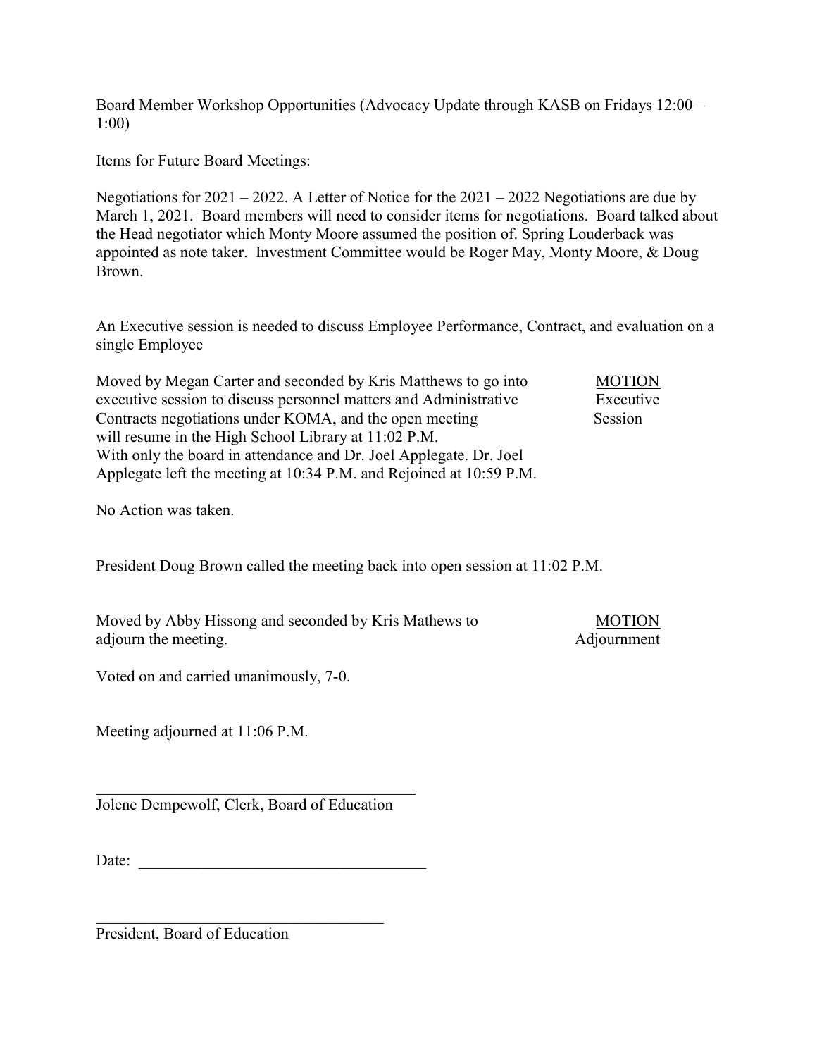Board Member Workshop Opportunities (Advocacy Update through KASB on Fridays 12:00 – 1:00)

Items for Future Board Meetings:

Negotiations for 2021 – 2022. A Letter of Notice for the 2021 – 2022 Negotiations are due by March 1, 2021. Board members will need to consider items for negotiations. Board talked about the Head negotiator which Monty Moore assumed the position of. Spring Louderback was appointed as note taker. Investment Committee would be Roger May, Monty Moore, & Doug Brown.

An Executive session is needed to discuss Employee Performance, Contract, and evaluation on a single Employee

Moved by Megan Carter and seconded by Kris Matthews to go into executive session to discuss personnel matters and Administrative Contracts negotiations under KOMA, and the open meeting will resume in the High School Library at 11:02 P.M. With only the board in attendance and Dr. Joel Applegate. Dr. Joel Applegate left the meeting at 10:34 P.M. and Rejoined at 10:59 P.M.

<u>MOTION</u>
Executive Session

No Action was taken.

President Doug Brown called the meeting back into open session at 11:02 P.M.

Moved by Abby Hissong and seconded by Kris Mathews to adjourn the meeting.

<u>MOTION</u>
Adjournment

Voted on and carried unanimously, 7-0.

Meeting adjourned at 11:06 P.M.

\_\_\_\_\_\_\_\_\_\_\_\_\_\_\_\_\_\_\_\_\_\_\_\_\_\_\_\_\_\_\_\_\_\_\_\_\_\_\_\_
Jolene Dempewolf, Clerk, Board of Education

Date: \_\_\_\_\_\_\_\_\_\_\_\_\_\_\_\_\_\_\_\_\_\_\_\_\_\_\_\_\_\_\_\_\_\_\_

\_\_\_\_\_\_\_\_\_\_\_\_\_\_\_\_\_\_\_\_\_\_\_\_\_\_\_\_\_\_\_\_\_\_\_\_\_\_
President, Board of Education